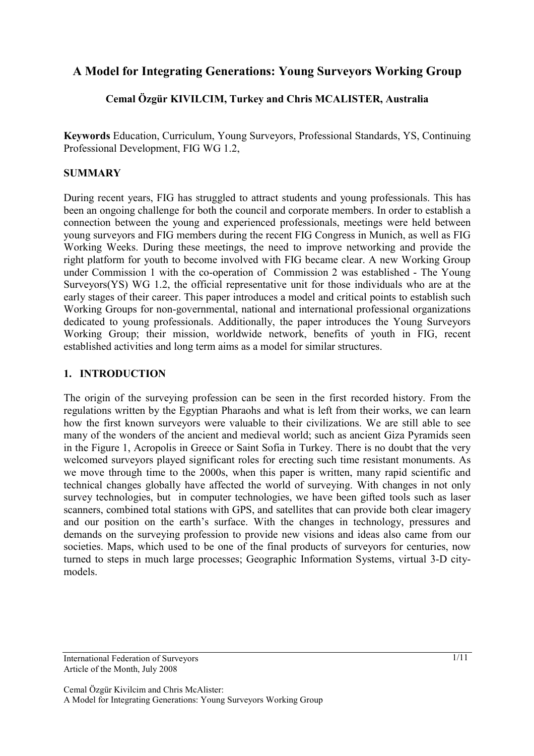# A Model for Integrating Generations: Young Surveyors Working Group

**Cemal Özgür KIVILCIM, Turkey and Chris MCALISTER, Australia**

**Keywords** Education, Curriculum, Young Surveyors, Professional Standards, YS, Continuing Professional Development, FIG WG 1.2,

## SUMMARY

During recent years, FIG has struggled to attract students and young professionals. This has been an ongoing challenge for both the council and corporate members. In order to establish a connection between the young and experienced professionals, meetings were held between young surveyors and FIG members during the recent FIG Congress in Munich, as well as FIG Working Weeks. During these meetings, the need to improve networking and provide the right platform for youth to become involved with FIG became clear. A new Working Group under Commission 1 with the co-operation of Commission 2 was established - The Young Surveyors(YS) WG 1.2, the official representative unit for those individuals who are at the early stages of their career. This paper introduces a model and critical points to establish such Working Groups for non-governmental, national and international professional organizations dedicated to young professionals. Additionally, the paper introduces the Young Surveyors Working Group; their mission, worldwide network, benefits of youth in FIG, recent established activities and long term aims as a model for similar structures.

## 1. INTRODUCTION

The origin of the surveying profession can be seen in the first recorded history. From the regulations written by the Egyptian Pharaohs and what is left from their works, we can learn how the first known surveyors were valuable to their civilizations. We are still able to see many of the wonders of the ancient and medieval world; such as ancient Giza Pyramids seen in the Figure 1, Acropolis in Greece or Saint Sofia in Turkey. There is no doubt that the very welcomed surveyors played significant roles for erecting such time resistant monuments. As we move through time to the 2000s, when this paper is written, many rapid scientific and technical changes globally have affected the world of surveying. With changes in not only survey technologies, but in computer technologies, we have been gifted tools such as laser scanners, combined total stations with GPS, and satellites that can provide both clear imagery and our position on the earth's surface. With the changes in technology, pressures and demands on the surveying profession to provide new visions and ideas also came from our societies. Maps, which used to be one of the final products of surveyors for centuries, now turned to steps in much large processes; Geographic Information Systems, virtual 3-D city-models.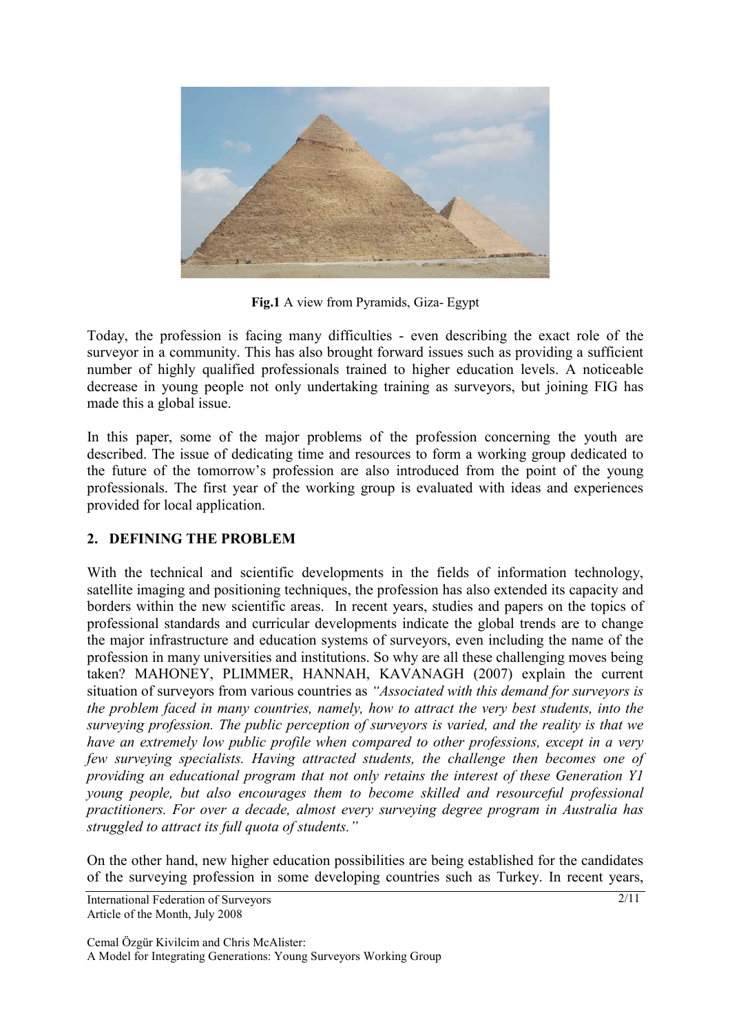**Fig.1** A view from Pyramids, Giza- Egypt

Today, the profession is facing many difficulties - even describing the exact role of the surveyor in a community. This has also brought forward issues such as providing a sufficient number of highly qualified professionals trained to higher education levels. A noticeable decrease in young people not only undertaking training as surveyors, but joining FIG has made this a global issue.

In this paper, some of the major problems of the profession concerning the youth are described. The issue of dedicating time and resources to form a working group dedicated to the future of the tomorrow's profession are also introduced from the point of the young professionals. The first year of the working group is evaluated with ideas and experiences provided for local application.

## 2. DEFINING THE PROBLEM

With the technical and scientific developments in the fields of information technology, satellite imaging and positioning techniques, the profession has also extended its capacity and borders within the new scientific areas. In recent years, studies and papers on the topics of professional standards and curricular developments indicate the global trends are to change the major infrastructure and education systems of surveyors, even including the name of the profession in many universities and institutions. So why are all these challenging moves being taken? MAHONEY, PLIMMER, HANNAH, KAVANAGH (2007) explain the current situation of surveyors from various countries as *"Associated with this demand for surveyors is the problem faced in many countries, namely, how to attract the very best students, into the surveying profession. The public perception of surveyors is varied, and the reality is that we have an extremely low public profile when compared to other professions, except in a very few surveying specialists. Having attracted students, the challenge then becomes one of providing an educational program that not only retains the interest of these Generation Y1 young people, but also encourages them to become skilled and resourceful professional practitioners. For over a decade, almost every surveying degree program in Australia has struggled to attract its full quota of students."*

On the other hand, new higher education possibilities are being established for the candidates of the surveying profession in some developing countries such as Turkey. In recent years,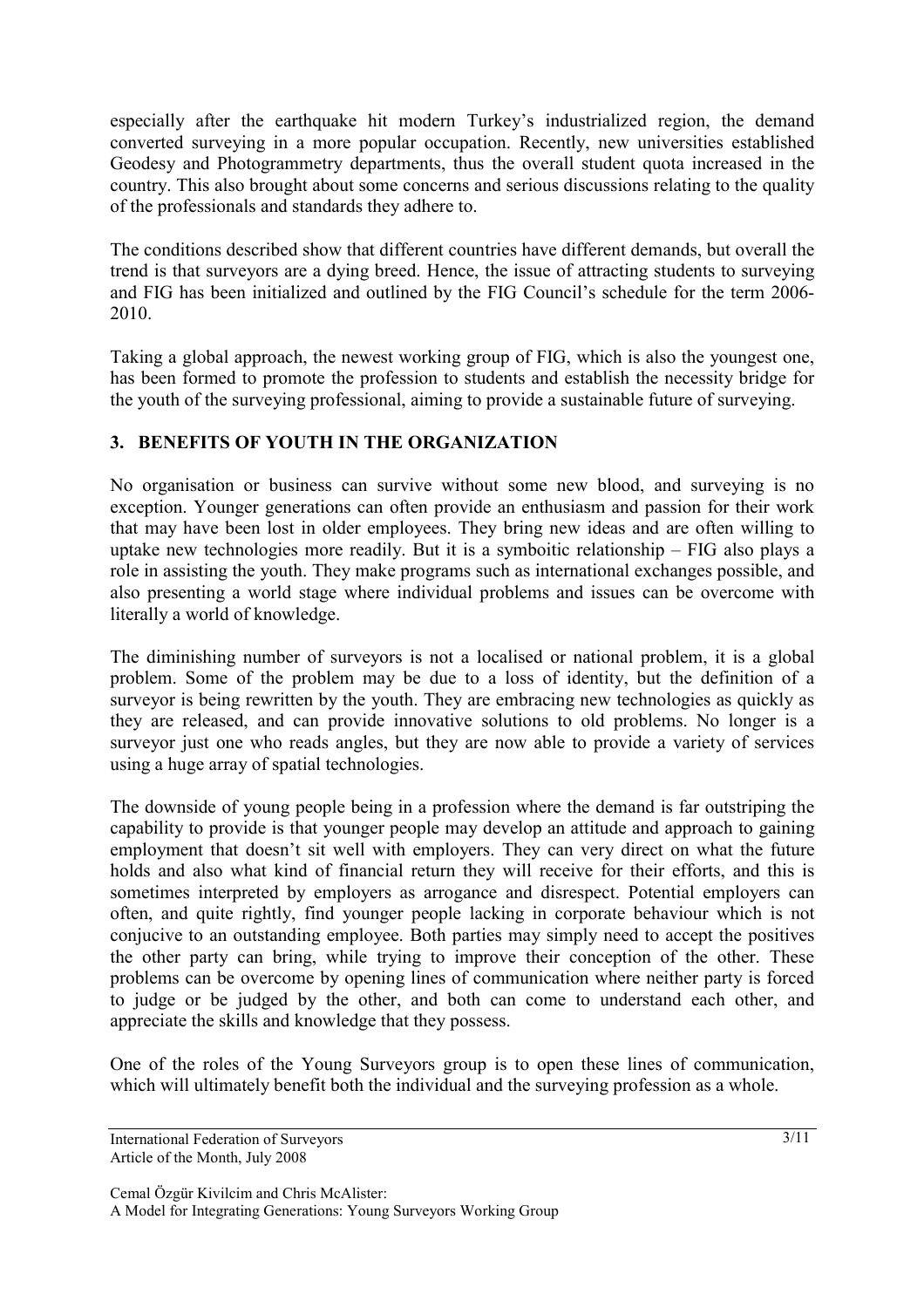especially after the earthquake hit modern Turkey's industrialized region, the demand converted surveying in a more popular occupation. Recently, new universities established Geodesy and Photogrammetry departments, thus the overall student quota increased in the country. This also brought about some concerns and serious discussions relating to the quality of the professionals and standards they adhere to.

The conditions described show that different countries have different demands, but overall the trend is that surveyors are a dying breed. Hence, the issue of attracting students to surveying and FIG has been initialized and outlined by the FIG Council's schedule for the term 2006-2010.

Taking a global approach, the newest working group of FIG, which is also the youngest one, has been formed to promote the profession to students and establish the necessity bridge for the youth of the surveying professional, aiming to provide a sustainable future of surveying.

## 3. BENEFITS OF YOUTH IN THE ORGANIZATION

No organisation or business can survive without some new blood, and surveying is no exception. Younger generations can often provide an enthusiasm and passion for their work that may have been lost in older employees. They bring new ideas and are often willing to uptake new technologies more readily. But it is a symboitic relationship – FIG also plays a role in assisting the youth. They make programs such as international exchanges possible, and also presenting a world stage where individual problems and issues can be overcome with literally a world of knowledge.

The diminishing number of surveyors is not a localised or national problem, it is a global problem. Some of the problem may be due to a loss of identity, but the definition of a surveyor is being rewritten by the youth. They are embracing new technologies as quickly as they are released, and can provide innovative solutions to old problems. No longer is a surveyor just one who reads angles, but they are now able to provide a variety of services using a huge array of spatial technologies.

The downside of young people being in a profession where the demand is far outstriping the capability to provide is that younger people may develop an attitude and approach to gaining employment that doesn't sit well with employers. They can very direct on what the future holds and also what kind of financial return they will receive for their efforts, and this is sometimes interpreted by employers as arrogance and disrespect. Potential employers can often, and quite rightly, find younger people lacking in corporate behaviour which is not conjucive to an outstanding employee. Both parties may simply need to accept the positives the other party can bring, while trying to improve their conception of the other. These problems can be overcome by opening lines of communication where neither party is forced to judge or be judged by the other, and both can come to understand each other, and appreciate the skills and knowledge that they possess.

One of the roles of the Young Surveyors group is to open these lines of communication, which will ultimately benefit both the individual and the surveying profession as a whole.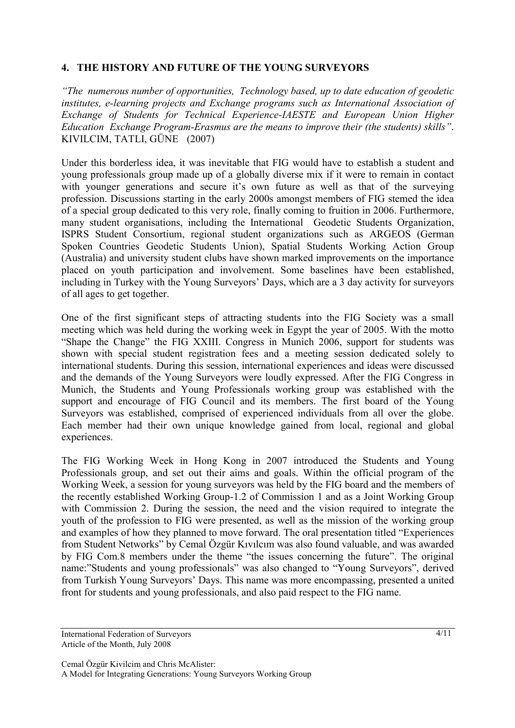## 4. THE HISTORY AND FUTURE OF THE YOUNG SURVEYORS

*"The numerous number of opportunities, Technology based, up to date education of geodetic institutes, e-learning projects and Exchange programs such as International Association of Exchange of Students for Technical Experience-IAESTE and European Union Higher Education Exchange Program-Erasmus are the means to improve their (the students) skills"*. KIVILCIM, TATLI, GÜNE (2007)

Under this borderless idea, it was inevitable that FIG would have to establish a student and young professionals group made up of a globally diverse mix if it were to remain in contact with younger generations and secure it's own future as well as that of the surveying profession. Discussions starting in the early 2000s amongst members of FIG stemed the idea of a special group dedicated to this very role, finally coming to fruition in 2006. Furthermore, many student organisations, including the International Geodetic Students Organization, ISPRS Student Consortium, regional student organizations such as ARGEOS (German Spoken Countries Geodetic Students Union), Spatial Students Working Action Group (Australia) and university student clubs have shown marked improvements on the importance placed on youth participation and involvement. Some baselines have been established, including in Turkey with the Young Surveyors' Days, which are a 3 day activity for surveyors of all ages to get together.

One of the first significant steps of attracting students into the FIG Society was a small meeting which was held during the working week in Egypt the year of 2005. With the motto "Shape the Change" the FIG XXIII. Congress in Munich 2006, support for students was shown with special student registration fees and a meeting session dedicated solely to international students. During this session, international experiences and ideas were discussed and the demands of the Young Surveyors were loudly expressed. After the FIG Congress in Munich, the Students and Young Professionals working group was established with the support and encourage of FIG Council and its members. The first board of the Young Surveyors was established, comprised of experienced individuals from all over the globe. Each member had their own unique knowledge gained from local, regional and global experiences.

The FIG Working Week in Hong Kong in 2007 introduced the Students and Young Professionals group, and set out their aims and goals. Within the official program of the Working Week, a session for young surveyors was held by the FIG board and the members of the recently established Working Group-1.2 of Commission 1 and as a Joint Working Group with Commission 2. During the session, the need and the vision required to integrate the youth of the profession to FIG were presented, as well as the mission of the working group and examples of how they planned to move forward. The oral presentation titled "Experiences from Student Networks" by Cemal Özgür Kıvılcım was also found valuable, and was awarded by FIG Com.8 members under the theme "the issues concerning the future". The original name:"Students and young professionals" was also changed to "Young Surveyors", derived from Turkish Young Surveyors' Days. This name was more encompassing, presented a united front for students and young professionals, and also paid respect to the FIG name.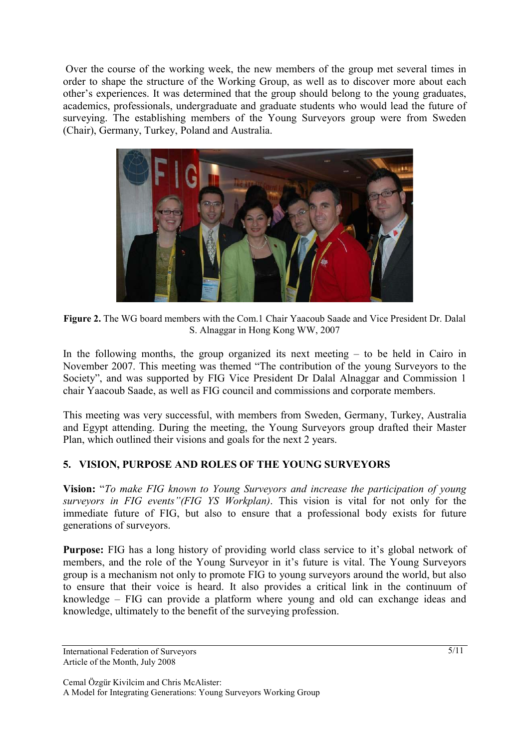Over the course of the working week, the new members of the group met several times in order to shape the structure of the Working Group, as well as to discover more about each other's experiences. It was determined that the group should belong to the young graduates, academics, professionals, undergraduate and graduate students who would lead the future of surveying. The establishing members of the Young Surveyors group were from Sweden (Chair), Germany, Turkey, Poland and Australia.

**Figure 2.** The WG board members with the Com.1 Chair Yaacoub Saade and Vice President Dr. Dalal S. Alnaggar in Hong Kong WW, 2007

In the following months, the group organized its next meeting – to be held in Cairo in November 2007. This meeting was themed "The contribution of the young Surveyors to the Society", and was supported by FIG Vice President Dr Dalal Alnaggar and Commission 1 chair Yaacoub Saade, as well as FIG council and commissions and corporate members.

This meeting was very successful, with members from Sweden, Germany, Turkey, Australia and Egypt attending. During the meeting, the Young Surveyors group drafted their Master Plan, which outlined their visions and goals for the next 2 years.

## 5. VISION, PURPOSE AND ROLES OF THE YOUNG SURVEYORS

**Vision:** "*To make FIG known to Young Surveyors and increase the participation of young surveyors in FIG events"(FIG YS Workplan)*. This vision is vital for not only for the immediate future of FIG, but also to ensure that a professional body exists for future generations of surveyors.

**Purpose:** FIG has a long history of providing world class service to it's global network of members, and the role of the Young Surveyor in it's future is vital. The Young Surveyors group is a mechanism not only to promote FIG to young surveyors around the world, but also to ensure that their voice is heard. It also provides a critical link in the continuum of knowledge – FIG can provide a platform where young and old can exchange ideas and knowledge, ultimately to the benefit of the surveying profession.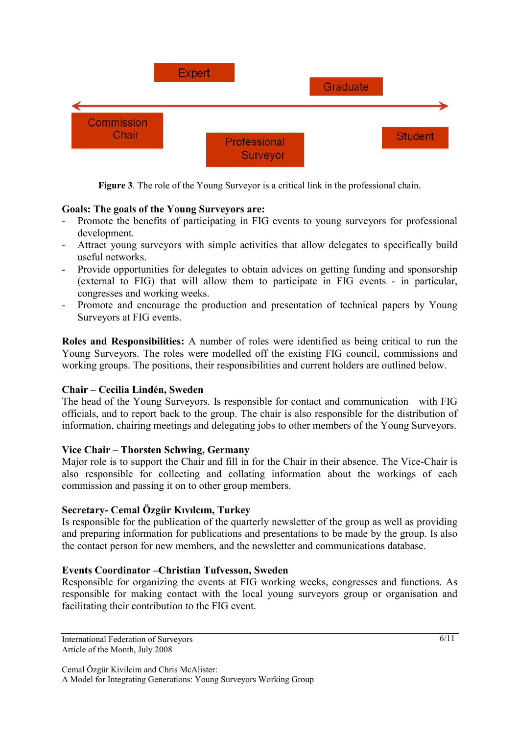Expert

Graduate

Commission Chair

Professional Surveyor

Student

**Figure 3**. The role of the Young Surveyor is a critical link in the professional chain.

**Goals: The goals of the Young Surveyors are:**

- Promote the benefits of participating in FIG events to young surveyors for professional development.
- Attract young surveyors with simple activities that allow delegates to specifically build useful networks.
- Provide opportunities for delegates to obtain advices on getting funding and sponsorship (external to FIG) that will allow them to participate in FIG events - in particular, congresses and working weeks.
- Promote and encourage the production and presentation of technical papers by Young Surveyors at FIG events.

**Roles and Responsibilities:** A number of roles were identified as being critical to run the Young Surveyors. The roles were modelled off the existing FIG council, commissions and working groups. The positions, their responsibilities and current holders are outlined below.

**Chair – Cecilia Lindén, Sweden**

The head of the Young Surveyors. Is responsible for contact and communication with FIG officials, and to report back to the group. The chair is also responsible for the distribution of information, chairing meetings and delegating jobs to other members of the Young Surveyors.

**Vice Chair – Thorsten Schwing, Germany**

Major role is to support the Chair and fill in for the Chair in their absence. The Vice-Chair is also responsible for collecting and collating information about the workings of each commission and passing it on to other group members.

**Secretary- Cemal Özgür Kıvılcım, Turkey**

Is responsible for the publication of the quarterly newsletter of the group as well as providing and preparing information for publications and presentations to be made by the group. Is also the contact person for new members, and the newsletter and communications database.

**Events Coordinator –Christian Tufvesson, Sweden**

Responsible for organizing the events at FIG working weeks, congresses and functions. As responsible for making contact with the local young surveyors group or organisation and facilitating their contribution to the FIG event.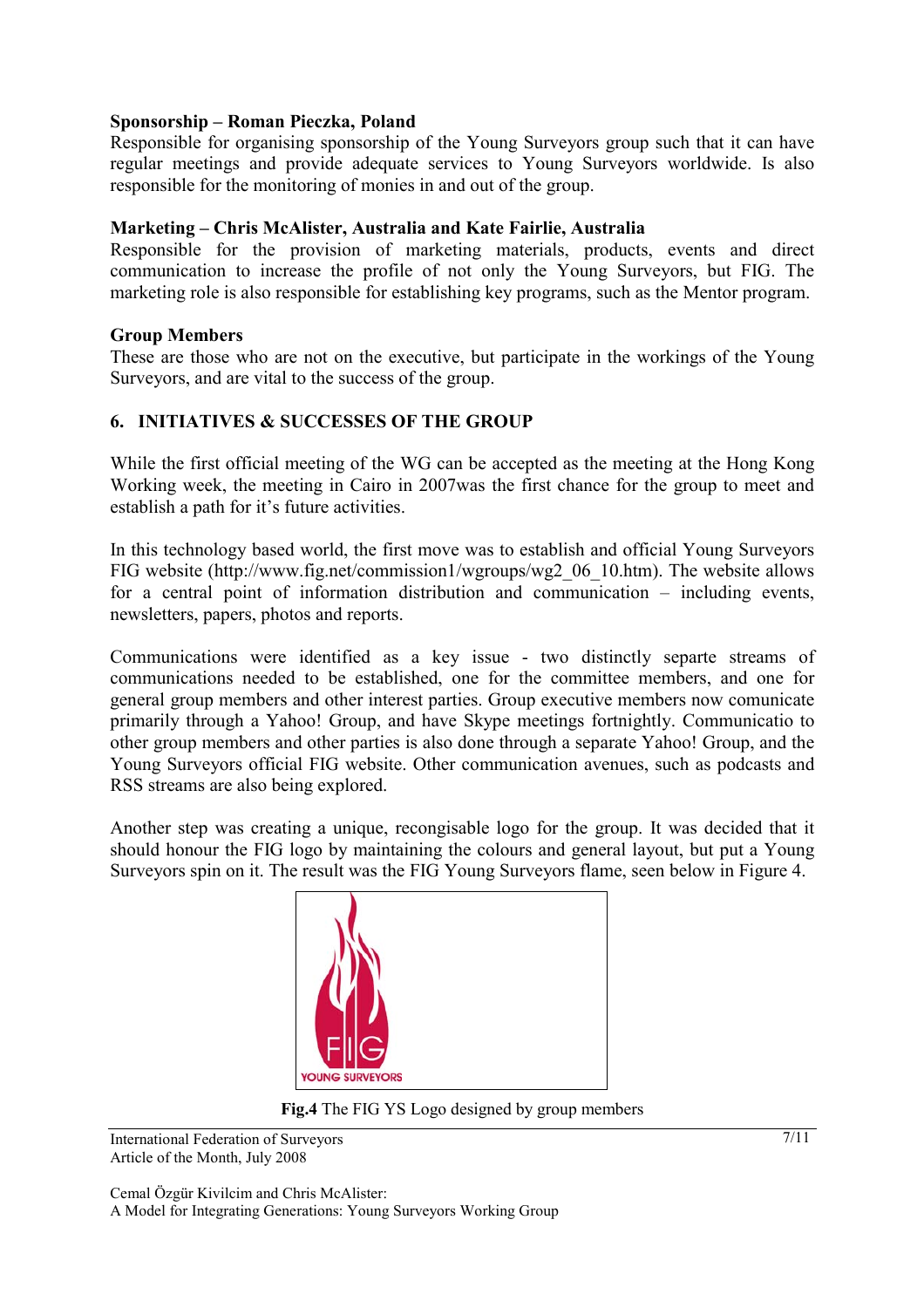**Sponsorship – Roman Pieczka, Poland**

Responsible for organising sponsorship of the Young Surveyors group such that it can have regular meetings and provide adequate services to Young Surveyors worldwide. Is also responsible for the monitoring of monies in and out of the group.

**Marketing – Chris McAlister, Australia and Kate Fairlie, Australia**

Responsible for the provision of marketing materials, products, events and direct communication to increase the profile of not only the Young Surveyors, but FIG. The marketing role is also responsible for establishing key programs, such as the Mentor program.

**Group Members**

These are those who are not on the executive, but participate in the workings of the Young Surveyors, and are vital to the success of the group.

## 6. INITIATIVES & SUCCESSES OF THE GROUP

While the first official meeting of the WG can be accepted as the meeting at the Hong Kong Working week, the meeting in Cairo in 2007was the first chance for the group to meet and establish a path for it's future activities.

In this technology based world, the first move was to establish and official Young Surveyors FIG website (http://www.fig.net/commission1/wgroups/wg2_06_10.htm). The website allows for a central point of information distribution and communication – including events, newsletters, papers, photos and reports.

Communications were identified as a key issue - two distinctly separte streams of communications needed to be established, one for the committee members, and one for general group members and other interest parties. Group executive members now comunicate primarily through a Yahoo! Group, and have Skype meetings fortnightly. Communicatio to other group members and other parties is also done through a separate Yahoo! Group, and the Young Surveyors official FIG website. Other communication avenues, such as podcasts and RSS streams are also being explored.

Another step was creating a unique, recongisable logo for the group. It was decided that it should honour the FIG logo by maintaining the colours and general layout, but put a Young Surveyors spin on it. The result was the FIG Young Surveyors flame, seen below in Figure 4.

**Fig.4** The FIG YS Logo designed by group members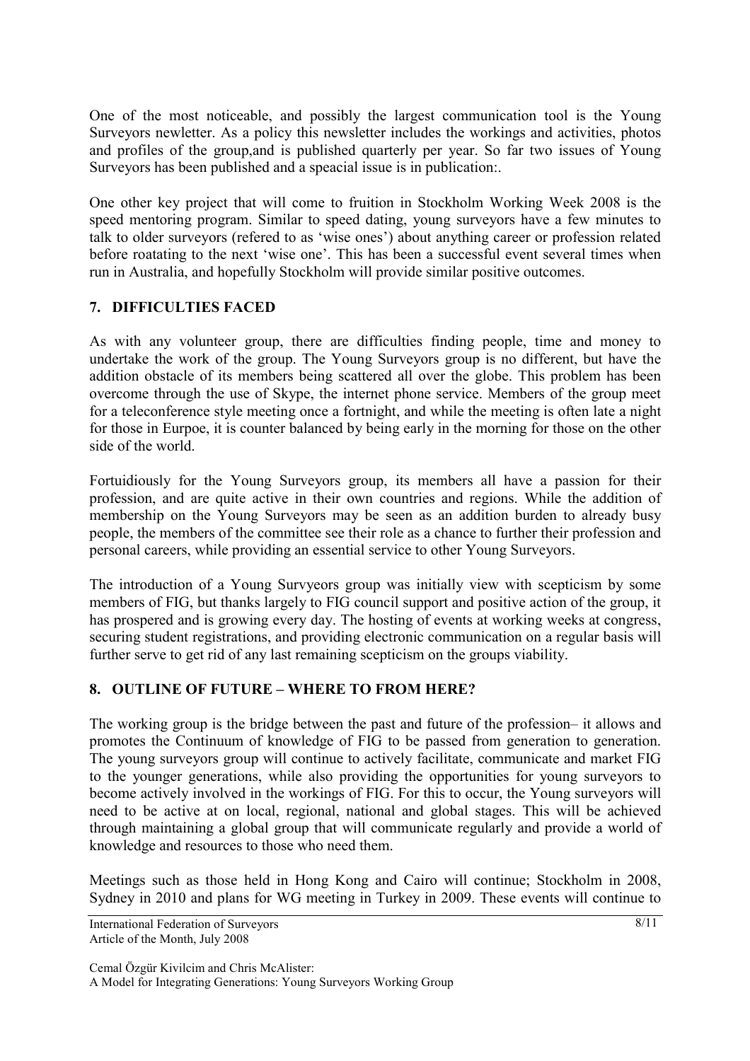One of the most noticeable, and possibly the largest communication tool is the Young Surveyors newletter. As a policy this newsletter includes the workings and activities, photos and profiles of the group,and is published quarterly per year. So far two issues of Young Surveyors has been published and a speacial issue is in publication:.

One other key project that will come to fruition in Stockholm Working Week 2008 is the speed mentoring program. Similar to speed dating, young surveyors have a few minutes to talk to older surveyors (refered to as 'wise ones') about anything career or profession related before roatating to the next 'wise one'. This has been a successful event several times when run in Australia, and hopefully Stockholm will provide similar positive outcomes.

## 7. DIFFICULTIES FACED

As with any volunteer group, there are difficulties finding people, time and money to undertake the work of the group. The Young Surveyors group is no different, but have the addition obstacle of its members being scattered all over the globe. This problem has been overcome through the use of Skype, the internet phone service. Members of the group meet for a teleconference style meeting once a fortnight, and while the meeting is often late a night for those in Eurpoe, it is counter balanced by being early in the morning for those on the other side of the world.

Fortuidiously for the Young Surveyors group, its members all have a passion for their profession, and are quite active in their own countries and regions. While the addition of membership on the Young Surveyors may be seen as an addition burden to already busy people, the members of the committee see their role as a chance to further their profession and personal careers, while providing an essential service to other Young Surveyors.

The introduction of a Young Survyeors group was initially view with scepticism by some members of FIG, but thanks largely to FIG council support and positive action of the group, it has prospered and is growing every day. The hosting of events at working weeks at congress, securing student registrations, and providing electronic communication on a regular basis will further serve to get rid of any last remaining scepticism on the groups viability.

## 8. OUTLINE OF FUTURE – WHERE TO FROM HERE?

The working group is the bridge between the past and future of the profession– it allows and promotes the Continuum of knowledge of FIG to be passed from generation to generation. The young surveyors group will continue to actively facilitate, communicate and market FIG to the younger generations, while also providing the opportunities for young surveyors to become actively involved in the workings of FIG. For this to occur, the Young surveyors will need to be active at on local, regional, national and global stages. This will be achieved through maintaining a global group that will communicate regularly and provide a world of knowledge and resources to those who need them.

Meetings such as those held in Hong Kong and Cairo will continue; Stockholm in 2008, Sydney in 2010 and plans for WG meeting in Turkey in 2009. These events will continue to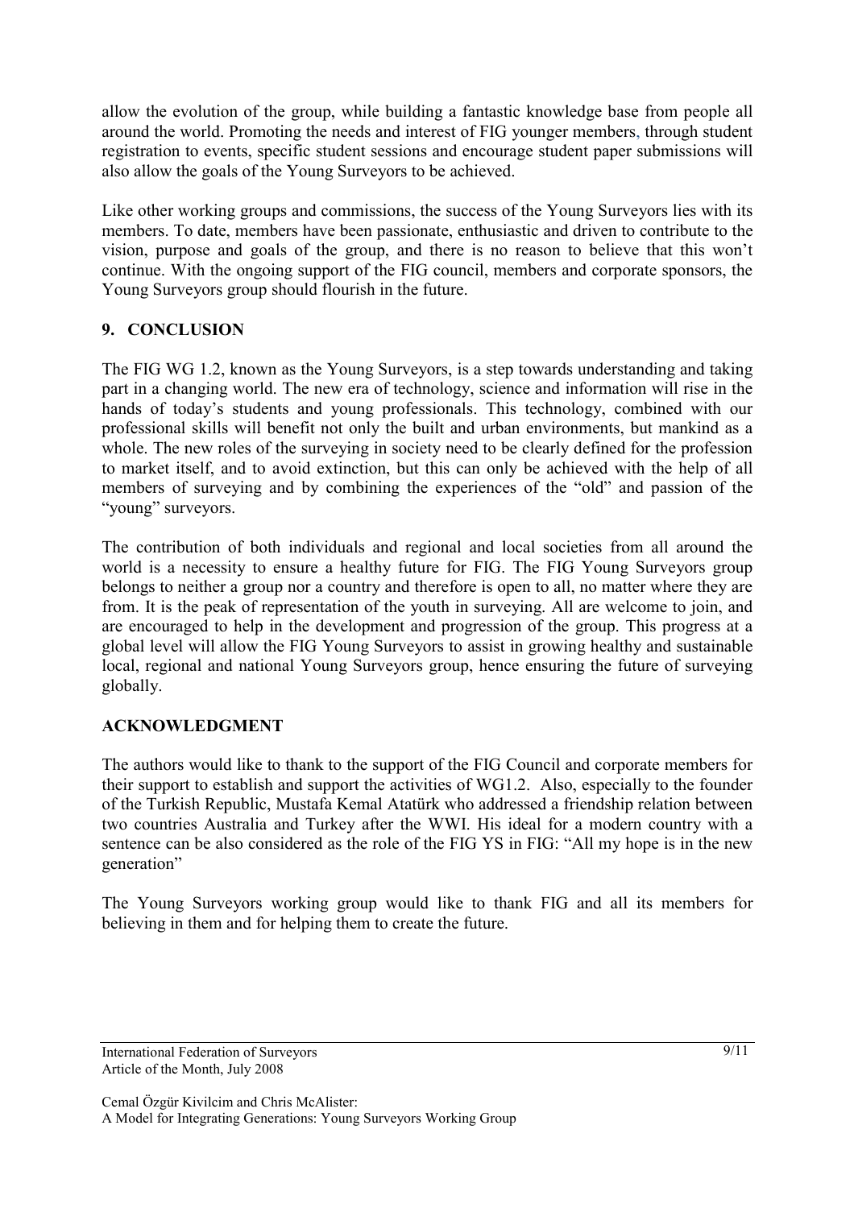allow the evolution of the group, while building a fantastic knowledge base from people all around the world. Promoting the needs and interest of FIG younger members, through student registration to events, specific student sessions and encourage student paper submissions will also allow the goals of the Young Surveyors to be achieved.

Like other working groups and commissions, the success of the Young Surveyors lies with its members. To date, members have been passionate, enthusiastic and driven to contribute to the vision, purpose and goals of the group, and there is no reason to believe that this won't continue. With the ongoing support of the FIG council, members and corporate sponsors, the Young Surveyors group should flourish in the future.

## 9. CONCLUSION

The FIG WG 1.2, known as the Young Surveyors, is a step towards understanding and taking part in a changing world. The new era of technology, science and information will rise in the hands of today's students and young professionals. This technology, combined with our professional skills will benefit not only the built and urban environments, but mankind as a whole. The new roles of the surveying in society need to be clearly defined for the profession to market itself, and to avoid extinction, but this can only be achieved with the help of all members of surveying and by combining the experiences of the "old" and passion of the "young" surveyors.

The contribution of both individuals and regional and local societies from all around the world is a necessity to ensure a healthy future for FIG. The FIG Young Surveyors group belongs to neither a group nor a country and therefore is open to all, no matter where they are from. It is the peak of representation of the youth in surveying. All are welcome to join, and are encouraged to help in the development and progression of the group. This progress at a global level will allow the FIG Young Surveyors to assist in growing healthy and sustainable local, regional and national Young Surveyors group, hence ensuring the future of surveying globally.

## ACKNOWLEDGMENT

The authors would like to thank to the support of the FIG Council and corporate members for their support to establish and support the activities of WG1.2. Also, especially to the founder of the Turkish Republic, Mustafa Kemal Atatürk who addressed a friendship relation between two countries Australia and Turkey after the WWI. His ideal for a modern country with a sentence can be also considered as the role of the FIG YS in FIG: "All my hope is in the new generation"

The Young Surveyors working group would like to thank FIG and all its members for believing in them and for helping them to create the future.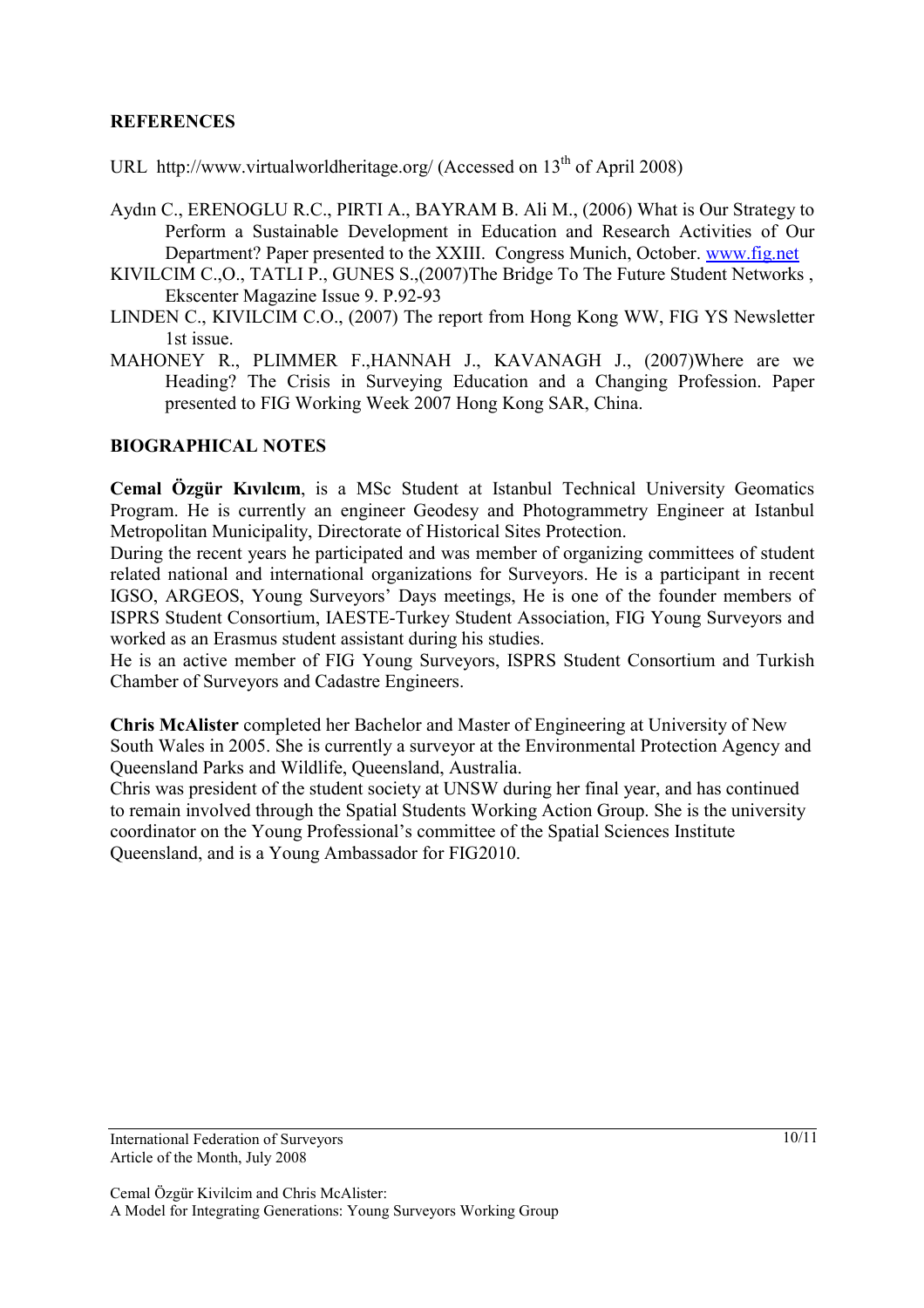## REFERENCES

URL http://www.virtualworldheritage.org/ (Accessed on 13th of April 2008)

Aydın C., ERENOGLU R.C., PIRTI A., BAYRAM B. Ali M., (2006) What is Our Strategy to Perform a Sustainable Development in Education and Research Activities of Our Department? Paper presented to the XXIII. Congress Munich, October. www.fig.net

KIVILCIM C.,O., TATLI P., GUNES S.,(2007)The Bridge To The Future Student Networks , Ekscenter Magazine Issue 9. P.92-93

LINDEN C., KIVILCIM C.O., (2007) The report from Hong Kong WW, FIG YS Newsletter 1st issue.

MAHONEY R., PLIMMER F.,HANNAH J., KAVANAGH J., (2007)Where are we Heading? The Crisis in Surveying Education and a Changing Profession. Paper presented to FIG Working Week 2007 Hong Kong SAR, China.

## BIOGRAPHICAL NOTES

**Cemal Özgür Kıvılcım**, is a MSc Student at Istanbul Technical University Geomatics Program. He is currently an engineer Geodesy and Photogrammetry Engineer at Istanbul Metropolitan Municipality, Directorate of Historical Sites Protection.

During the recent years he participated and was member of organizing committees of student related national and international organizations for Surveyors. He is a participant in recent IGSO, ARGEOS, Young Surveyors' Days meetings, He is one of the founder members of ISPRS Student Consortium, IAESTE-Turkey Student Association, FIG Young Surveyors and worked as an Erasmus student assistant during his studies.

He is an active member of FIG Young Surveyors, ISPRS Student Consortium and Turkish Chamber of Surveyors and Cadastre Engineers.

**Chris McAlister** completed her Bachelor and Master of Engineering at University of New South Wales in 2005. She is currently a surveyor at the Environmental Protection Agency and Queensland Parks and Wildlife, Queensland, Australia.

Chris was president of the student society at UNSW during her final year, and has continued to remain involved through the Spatial Students Working Action Group. She is the university coordinator on the Young Professional's committee of the Spatial Sciences Institute Queensland, and is a Young Ambassador for FIG2010.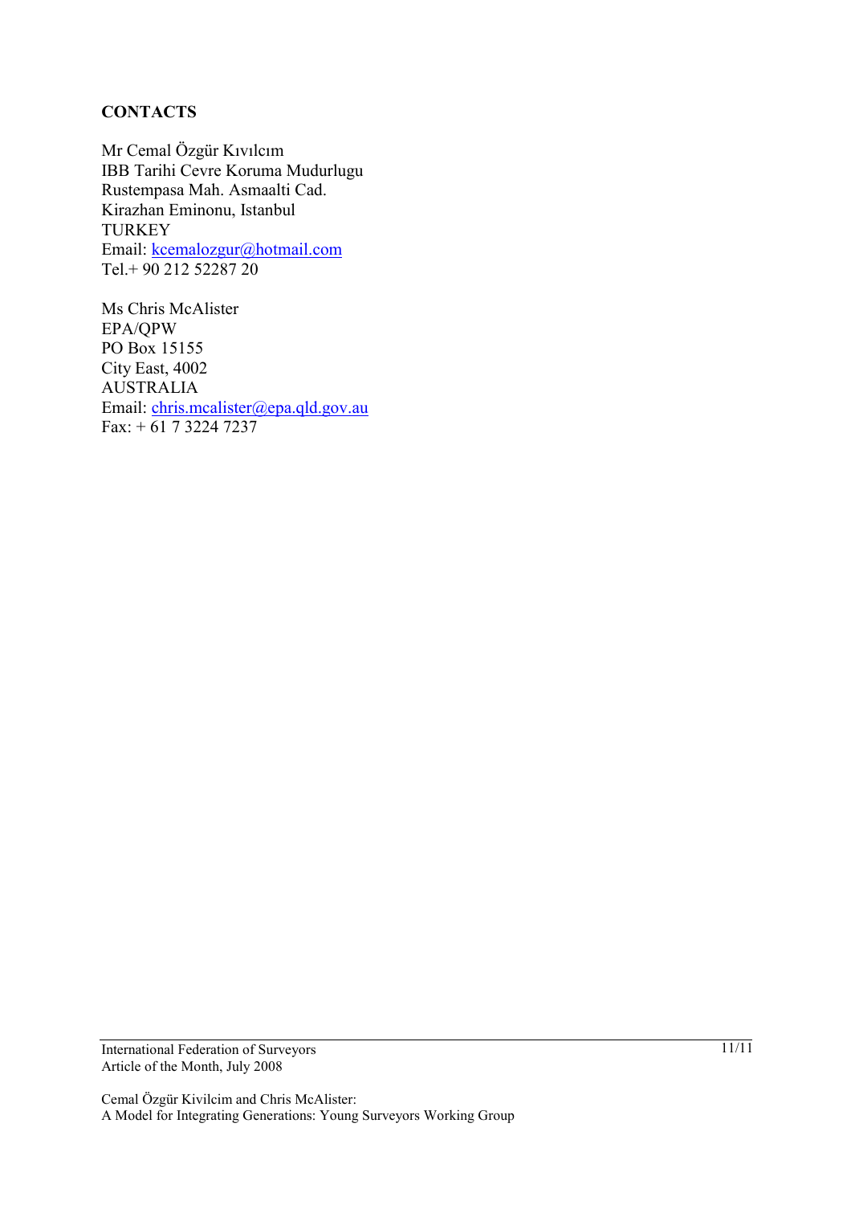## CONTACTS

Mr Cemal Özgür Kıvılcım
IBB Tarihi Cevre Koruma Mudurlugu
Rustempasa Mah. Asmaalti Cad.
Kirazhan Eminonu, Istanbul
TURKEY
Email: kcemalozgur@hotmail.com
Tel.+ 90 212 52287 20

Ms Chris McAlister
EPA/QPW
PO Box 15155
City East, 4002
AUSTRALIA
Email: chris.mcalister@epa.qld.gov.au
Fax: + 61 7 3224 7237